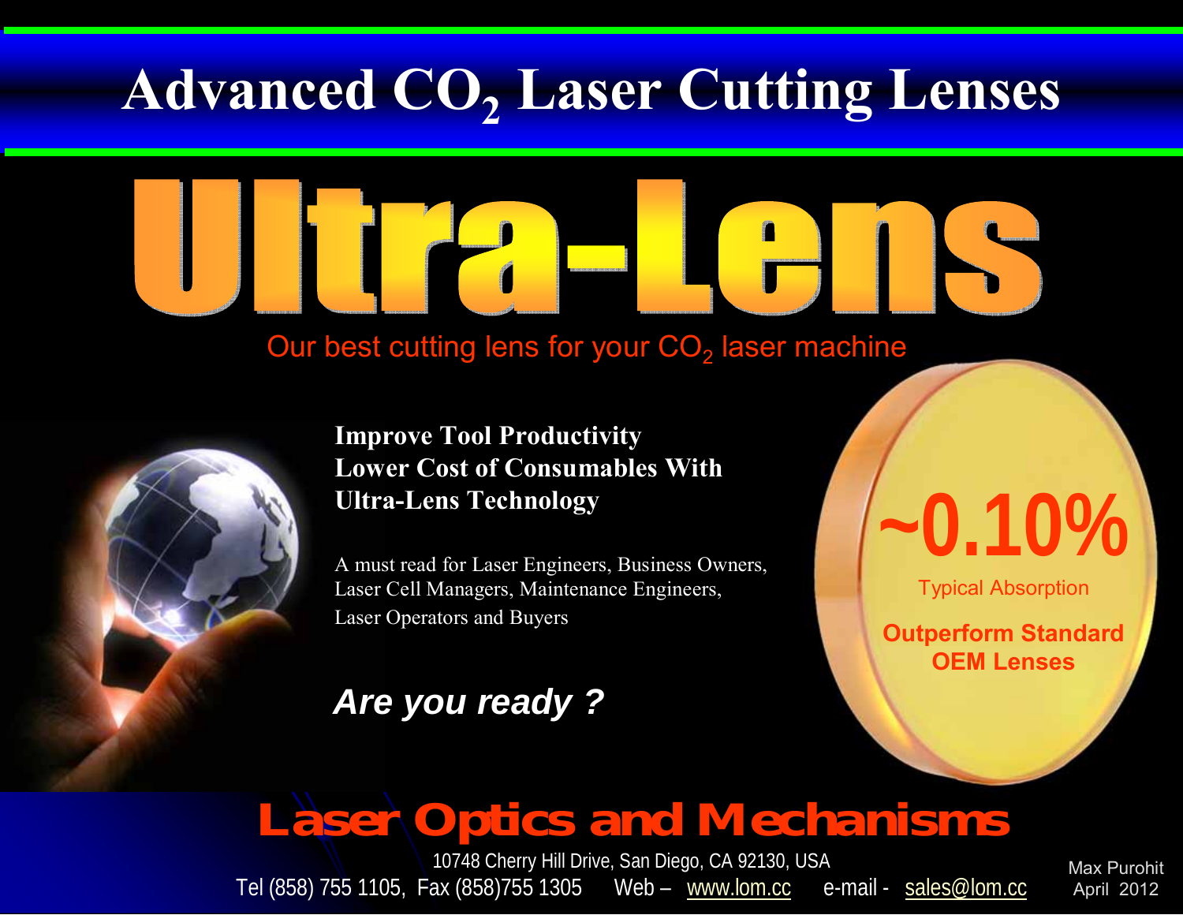# Advanced $CO_2$ Laser Cutting Lenses

# Ultra-Lens

Our best cutting lens for your $CO_2$ laser machine

**Improve Tool Productivity**
**Lower Cost of Consumables With**
**Ultra-Lens Technology**

A must read for Laser Engineers, Business Owners, Laser Cell Managers, Maintenance Engineers, Laser Operators and Buyers

***Are you ready ?***

**~0.10%**

Typical Absorption

**Outperform Standard OEM Lenses**

## Laser Optics and Mechanisms

10748 Cherry Hill Drive, San Diego, CA 92130, USA

Tel (858) 755 1105, Fax (858)755 1305 Web – www.lom.cc e-mail - sales@lom.cc

Max Purohit
April 2012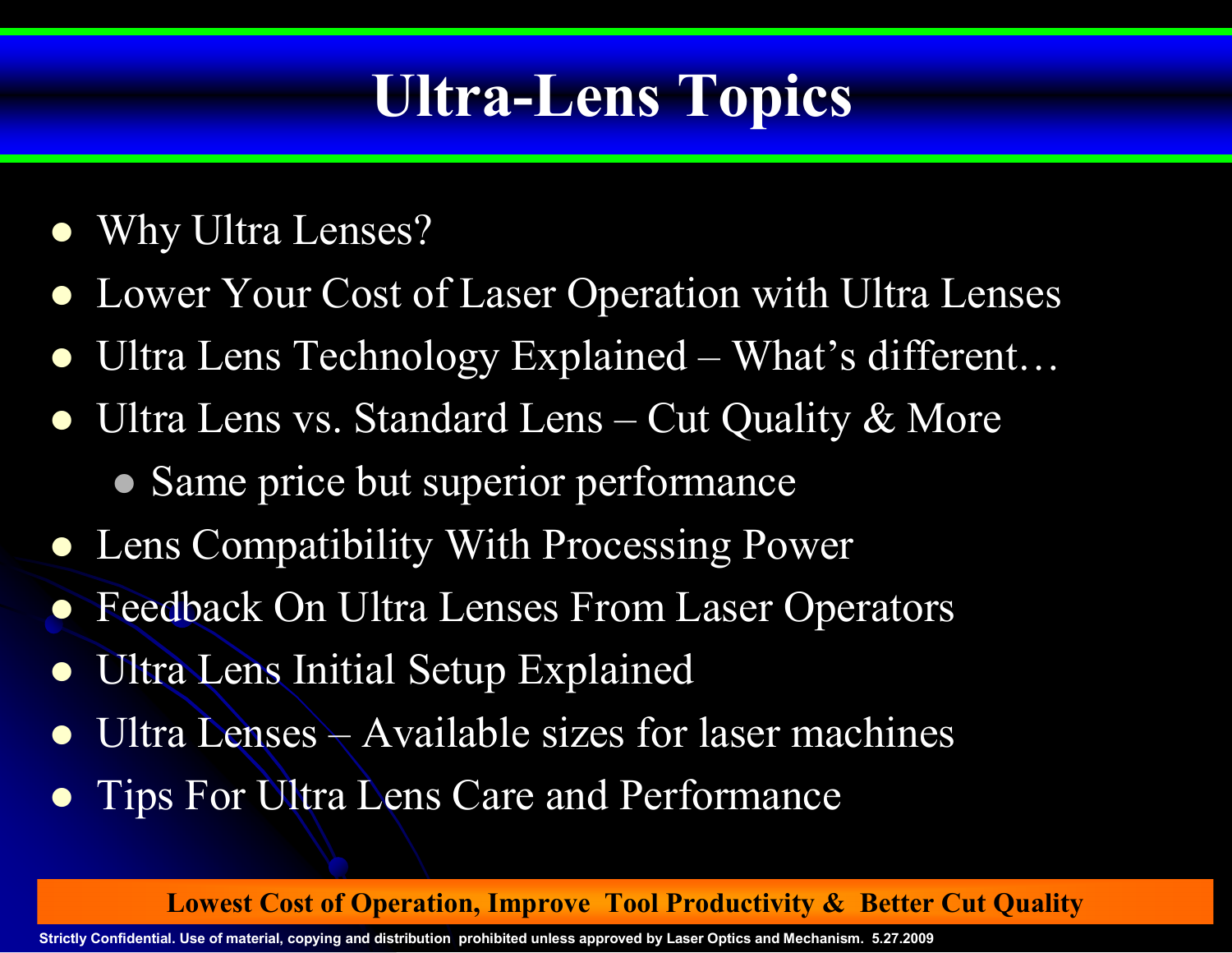# Ultra-Lens Topics

- Why Ultra Lenses?
- Lower Your Cost of Laser Operation with Ultra Lenses
- Ultra Lens Technology Explained – What's different…
- Ultra Lens vs. Standard Lens – Cut Quality & More
  - Same price but superior performance
- Lens Compatibility With Processing Power
- Feedback On Ultra Lenses From Laser Operators
- Ultra Lens Initial Setup Explained
- Ultra Lenses – Available sizes for laser machines
- Tips For Ultra Lens Care and Performance

**Lowest Cost of Operation, Improve Tool Productivity & Better Cut Quality**

Strictly Confidential. Use of material, copying and distribution prohibited unless approved by Laser Optics and Mechanism. 5.27.2009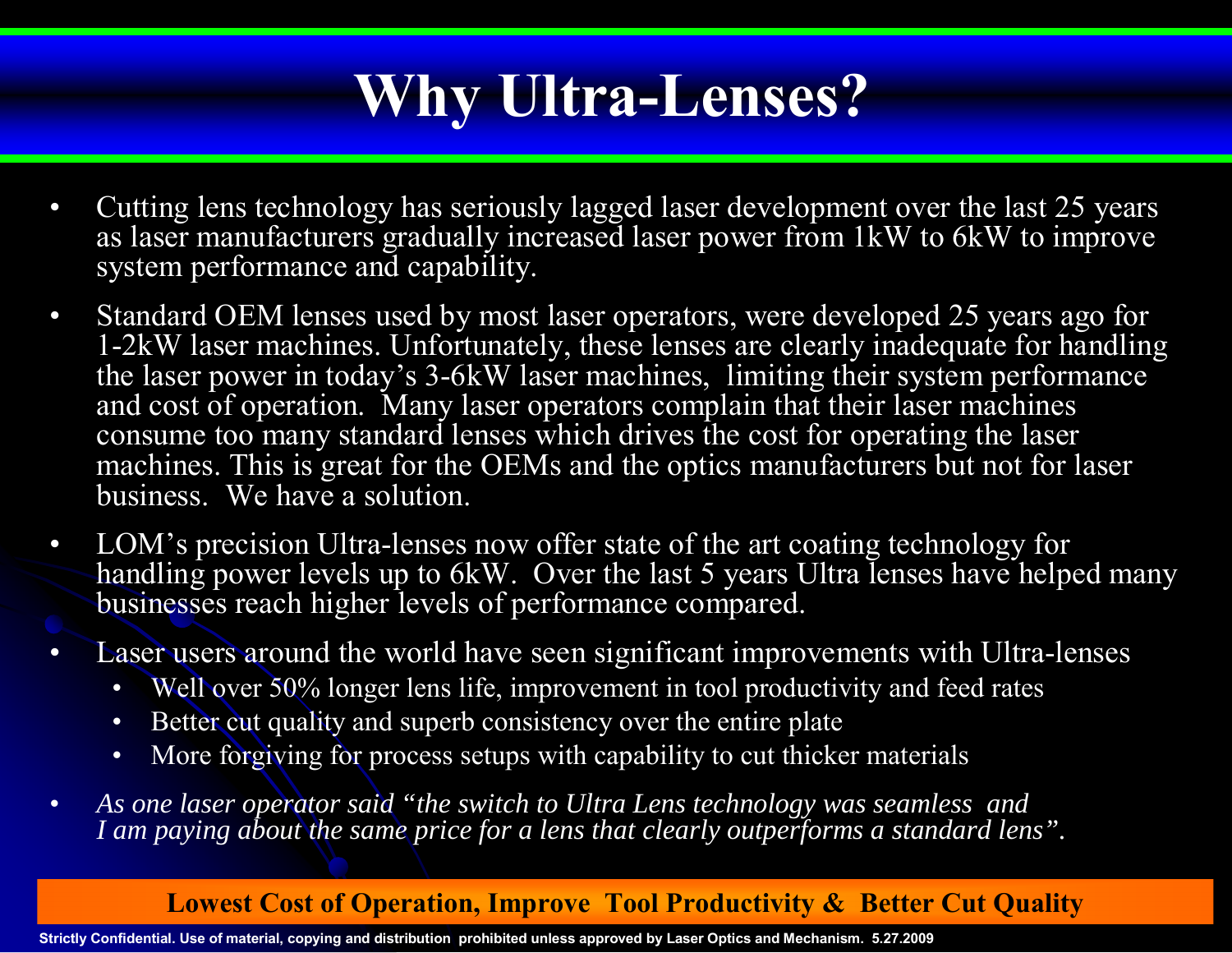# Why Ultra-Lenses?

- Cutting lens technology has seriously lagged laser development over the last 25 years as laser manufacturers gradually increased laser power from 1kW to 6kW to improve system performance and capability.
- Standard OEM lenses used by most laser operators, were developed 25 years ago for 1-2kW laser machines. Unfortunately, these lenses are clearly inadequate for handling the laser power in today's 3-6kW laser machines, limiting their system performance and cost of operation. Many laser operators complain that their laser machines consume too many standard lenses which drives the cost for operating the laser machines. This is great for the OEMs and the optics manufacturers but not for laser business. We have a solution.
- LOM's precision Ultra-lenses now offer state of the art coating technology for handling power levels up to 6kW. Over the last 5 years Ultra lenses have helped many businesses reach higher levels of performance compared.
- Laser users around the world have seen significant improvements with Ultra-lenses
  - Well over 50% longer lens life, improvement in tool productivity and feed rates
  - Better cut quality and superb consistency over the entire plate
  - More forgiving for process setups with capability to cut thicker materials
- *As one laser operator said "the switch to Ultra Lens technology was seamless and I am paying about the same price for a lens that clearly outperforms a standard lens".*

**Lowest Cost of Operation, Improve Tool Productivity & Better Cut Quality**

Strictly Confidential. Use of material, copying and distribution prohibited unless approved by Laser Optics and Mechanism. 5.27.2009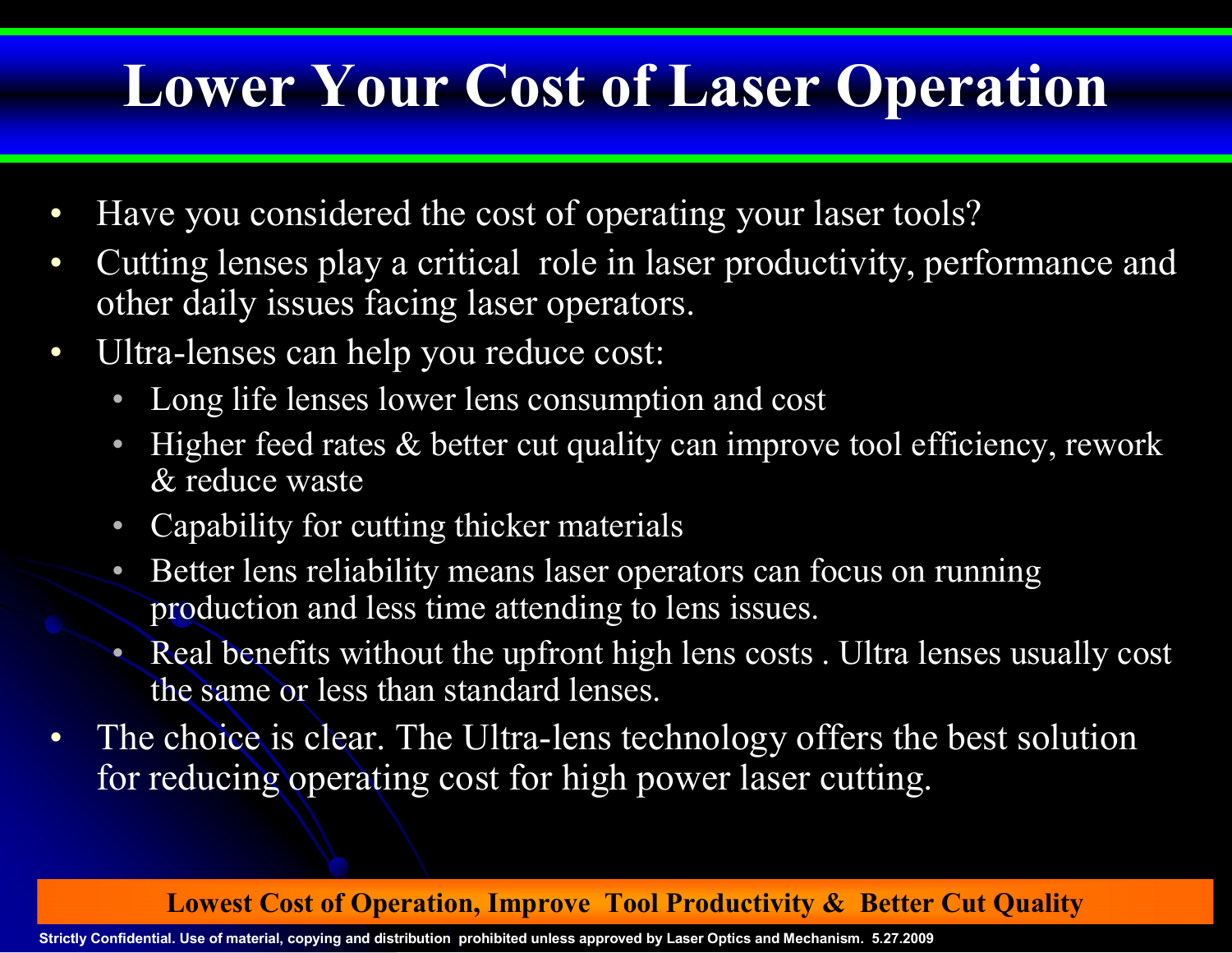# Lower Your Cost of Laser Operation

- Have you considered the cost of operating your laser tools?
- Cutting lenses play a critical role in laser productivity, performance and other daily issues facing laser operators.
- Ultra-lenses can help you reduce cost:
  - Long life lenses lower lens consumption and cost
  - Higher feed rates & better cut quality can improve tool efficiency, rework & reduce waste
  - Capability for cutting thicker materials
  - Better lens reliability means laser operators can focus on running production and less time attending to lens issues.
  - Real benefits without the upfront high lens costs . Ultra lenses usually cost the same or less than standard lenses.
- The choice is clear. The Ultra-lens technology offers the best solution for reducing operating cost for high power laser cutting.

**Lowest Cost of Operation, Improve Tool Productivity & Better Cut Quality**

**Strictly Confidential. Use of material, copying and distribution prohibited unless approved by Laser Optics and Mechanism. 5.27.2009**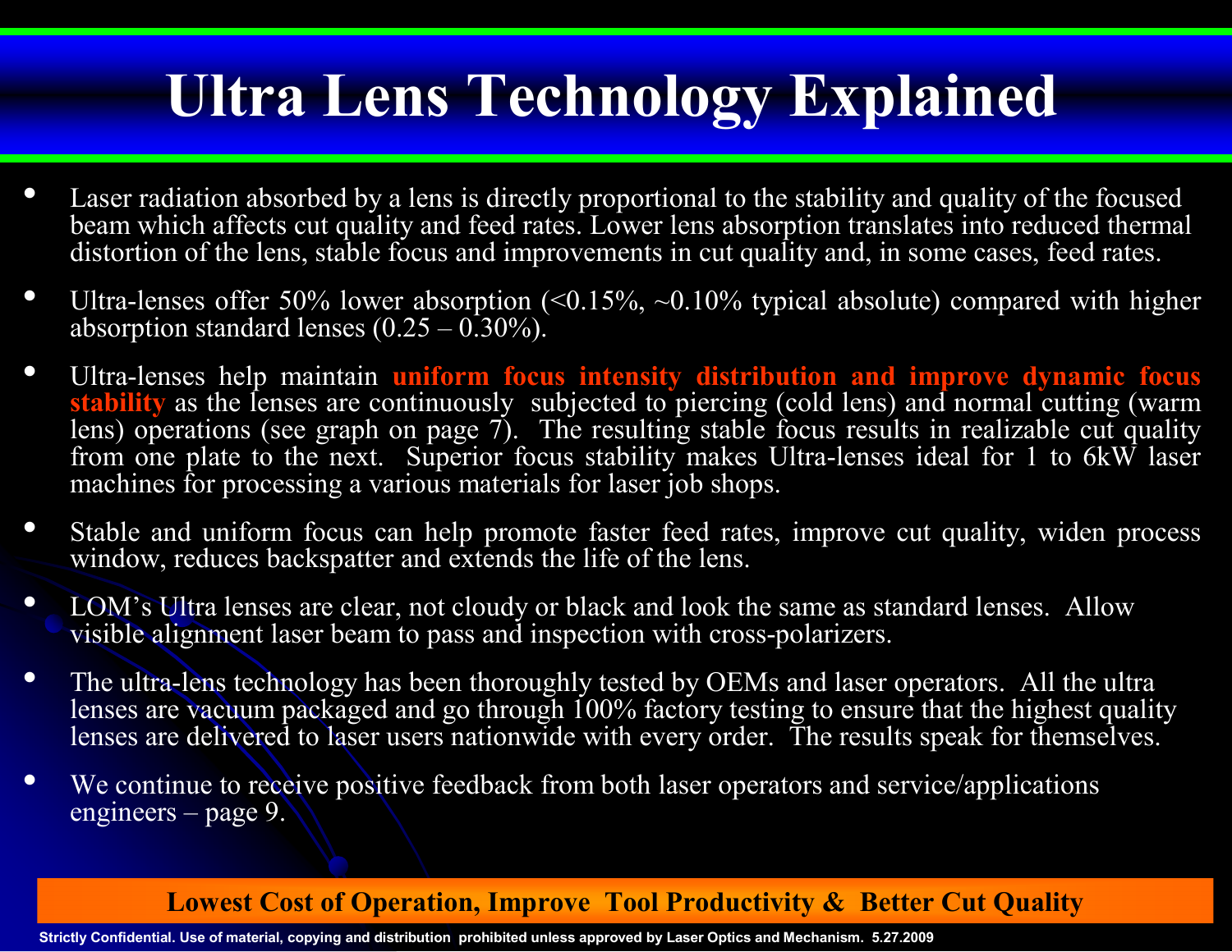# Ultra Lens Technology Explained

- Laser radiation absorbed by a lens is directly proportional to the stability and quality of the focused beam which affects cut quality and feed rates. Lower lens absorption translates into reduced thermal distortion of the lens, stable focus and improvements in cut quality and, in some cases, feed rates.
- Ultra-lenses offer 50% lower absorption (<0.15%, ~0.10% typical absolute) compared with higher absorption standard lenses (0.25 – 0.30%).
- Ultra-lenses help maintain **uniform focus intensity distribution and improve dynamic focus stability** as the lenses are continuously subjected to piercing (cold lens) and normal cutting (warm lens) operations (see graph on page 7). The resulting stable focus results in realizable cut quality from one plate to the next. Superior focus stability makes Ultra-lenses ideal for 1 to 6kW laser machines for processing a various materials for laser job shops.
- Stable and uniform focus can help promote faster feed rates, improve cut quality, widen process window, reduces backspatter and extends the life of the lens.
- LOM's Ultra lenses are clear, not cloudy or black and look the same as standard lenses. Allow visible alignment laser beam to pass and inspection with cross-polarizers.
- The ultra-lens technology has been thoroughly tested by OEMs and laser operators. All the ultra lenses are vacuum packaged and go through 100% factory testing to ensure that the highest quality lenses are delivered to laser users nationwide with every order. The results speak for themselves.
- We continue to receive positive feedback from both laser operators and service/applications engineers – page 9.

**Lowest Cost of Operation, Improve Tool Productivity & Better Cut Quality**

Strictly Confidential. Use of material, copying and distribution prohibited unless approved by Laser Optics and Mechanism. 5.27.2009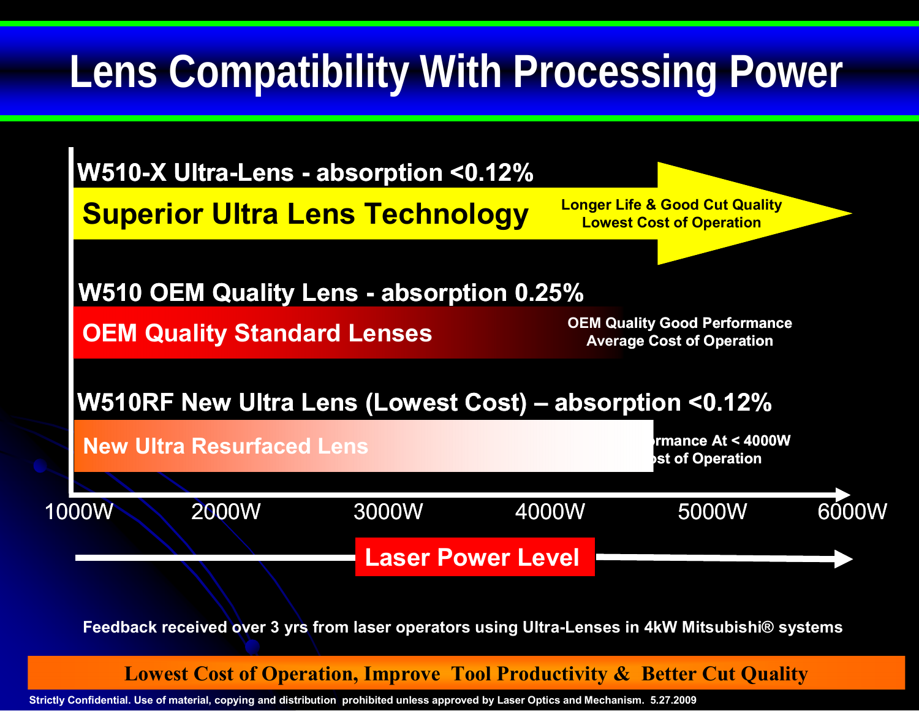# Lens Compatibility With Processing Power

**W510-X Ultra-Lens - absorption <0.12%**

**Superior Ultra Lens Technology**

Longer Life & Good Cut Quality
Lowest Cost of Operation

**W510 OEM Quality Lens - absorption 0.25%**

**OEM Quality Standard Lenses**

OEM Quality Good Performance
Average Cost of Operation

**W510RF New Ultra Lens (Lowest Cost) – absorption <0.12%**

**New Ultra Resurfaced Lens**

rmance At < 4000W
st of Operation

1000W 2000W 3000W 4000W 5000W 6000W

**Laser Power Level**

Feedback received over 3 yrs from laser operators using Ultra-Lenses in 4kW Mitsubishi® systems

**Lowest Cost of Operation, Improve Tool Productivity & Better Cut Quality**

Strictly Confidential. Use of material, copying and distribution prohibited unless approved by Laser Optics and Mechanism. 5.27.2009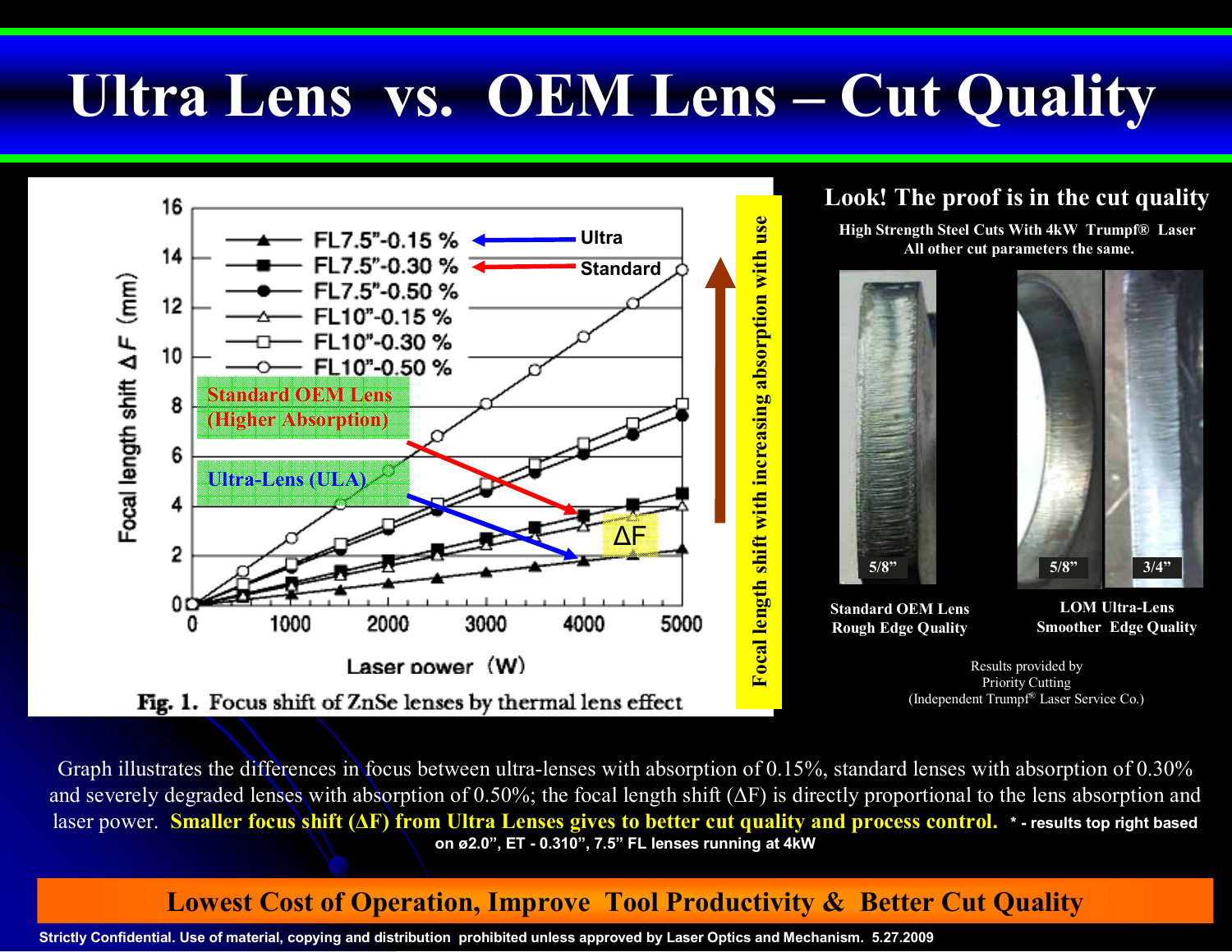# Ultra Lens vs. OEM Lens – Cut Quality

Fig. 1. Focus shift of ZnSe lenses by thermal lens effect

Focal length shift with increasing absorption with use

**Look! The proof is in the cut quality**

**High Strength Steel Cuts With 4kW Trumpf® Laser**
**All other cut parameters the same.**

| Standard OEM Lens | LOM Ultra-Lens |
|---|---|
| Rough Edge Quality | Smoother Edge Quality |

Results provided by
Priority Cutting
(Independent Trumpf® Laser Service Co.)

Graph illustrates the differences in focus between ultra-lenses with absorption of 0.15%, standard lenses with absorption of 0.30% and severely degraded lenses with absorption of 0.50%; the focal length shift (ΔF) is directly proportional to the lens absorption and laser power. **Smaller focus shift (ΔF) from Ultra Lenses gives to better cut quality and process control.** **\* - results top right based on ø2.0", ET - 0.310", 7.5" FL lenses running at 4kW**

**Lowest Cost of Operation, Improve Tool Productivity & Better Cut Quality**

**Strictly Confidential. Use of material, copying and distribution prohibited unless approved by Laser Optics and Mechanism. 5.27.2009**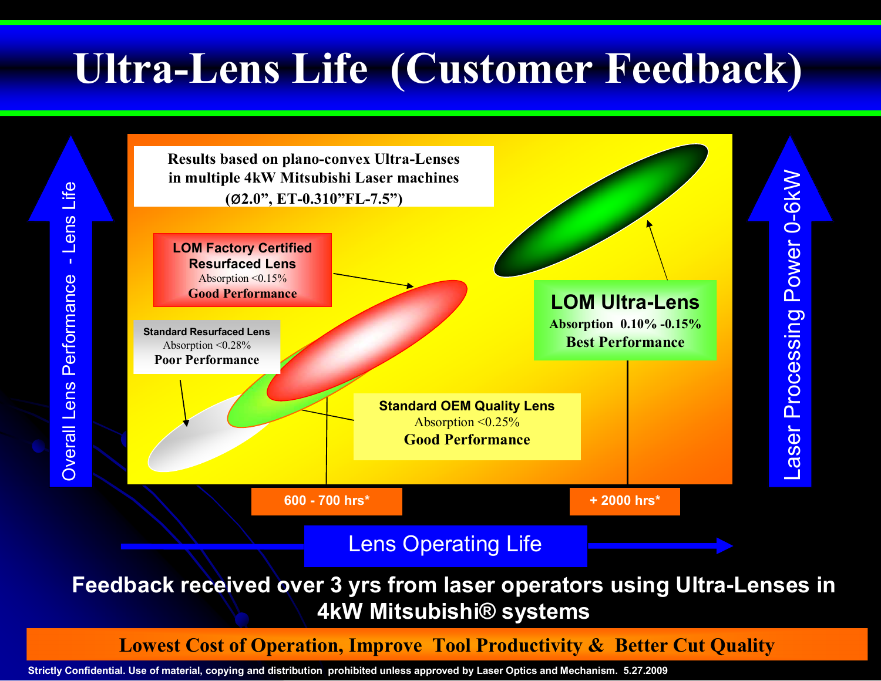# Ultra-Lens Life (Customer Feedback)

Results based on plano-convex Ultra-Lenses in multiple 4kW Mitsubishi Laser machines (Ø2.0", ET-0.310"FL-7.5")

**LOM Factory Certified Resurfaced Lens**
Absorption <0.15%
**Good Performance**

**Standard Resurfaced Lens**
Absorption <0.28%
**Poor Performance**

**LOM Ultra-Lens**
Absorption 0.10% -0.15%
**Best Performance**

**Standard OEM Quality Lens**
Absorption <0.25%
**Good Performance**

Overall Lens Performance - Lens Life

Laser Processing Power 0-6kW

600 - 700 hrs*

+ 2000 hrs*

Lens Operating Life

**Feedback received over 3 yrs from laser operators using Ultra-Lenses in 4kW Mitsubishi® systems**

**Lowest Cost of Operation, Improve Tool Productivity & Better Cut Quality**

Strictly Confidential. Use of material, copying and distribution prohibited unless approved by Laser Optics and Mechanism. 5.27.2009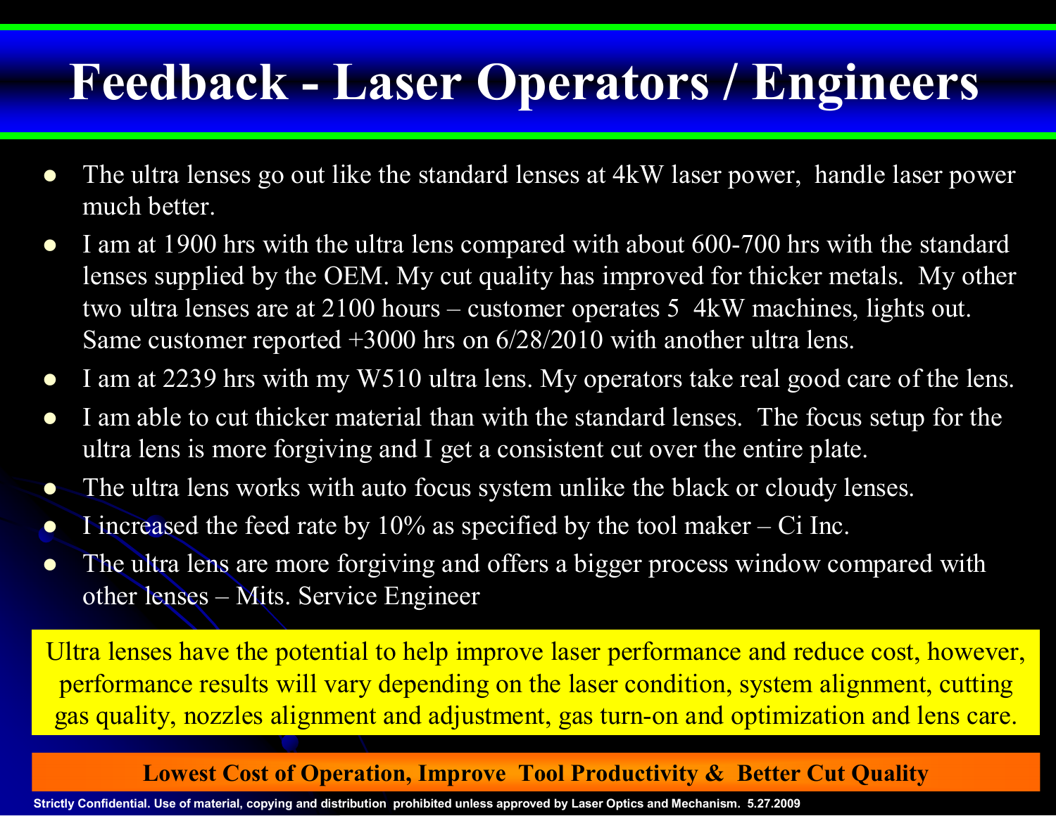# Feedback - Laser Operators / Engineers

- The ultra lenses go out like the standard lenses at 4kW laser power, handle laser power much better.
- I am at 1900 hrs with the ultra lens compared with about 600-700 hrs with the standard lenses supplied by the OEM. My cut quality has improved for thicker metals. My other two ultra lenses are at 2100 hours – customer operates 5 4kW machines, lights out. Same customer reported +3000 hrs on 6/28/2010 with another ultra lens.
- I am at 2239 hrs with my W510 ultra lens. My operators take real good care of the lens.
- I am able to cut thicker material than with the standard lenses. The focus setup for the ultra lens is more forgiving and I get a consistent cut over the entire plate.
- The ultra lens works with auto focus system unlike the black or cloudy lenses.
- I increased the feed rate by 10% as specified by the tool maker – Ci Inc.
- The ultra lens are more forgiving and offers a bigger process window compared with other lenses – Mits. Service Engineer

Ultra lenses have the potential to help improve laser performance and reduce cost, however, performance results will vary depending on the laser condition, system alignment, cutting gas quality, nozzles alignment and adjustment, gas turn-on and optimization and lens care.

**Lowest Cost of Operation, Improve Tool Productivity & Better Cut Quality**

**Strictly Confidential. Use of material, copying and distribution prohibited unless approved by Laser Optics and Mechanism. 5.27.2009**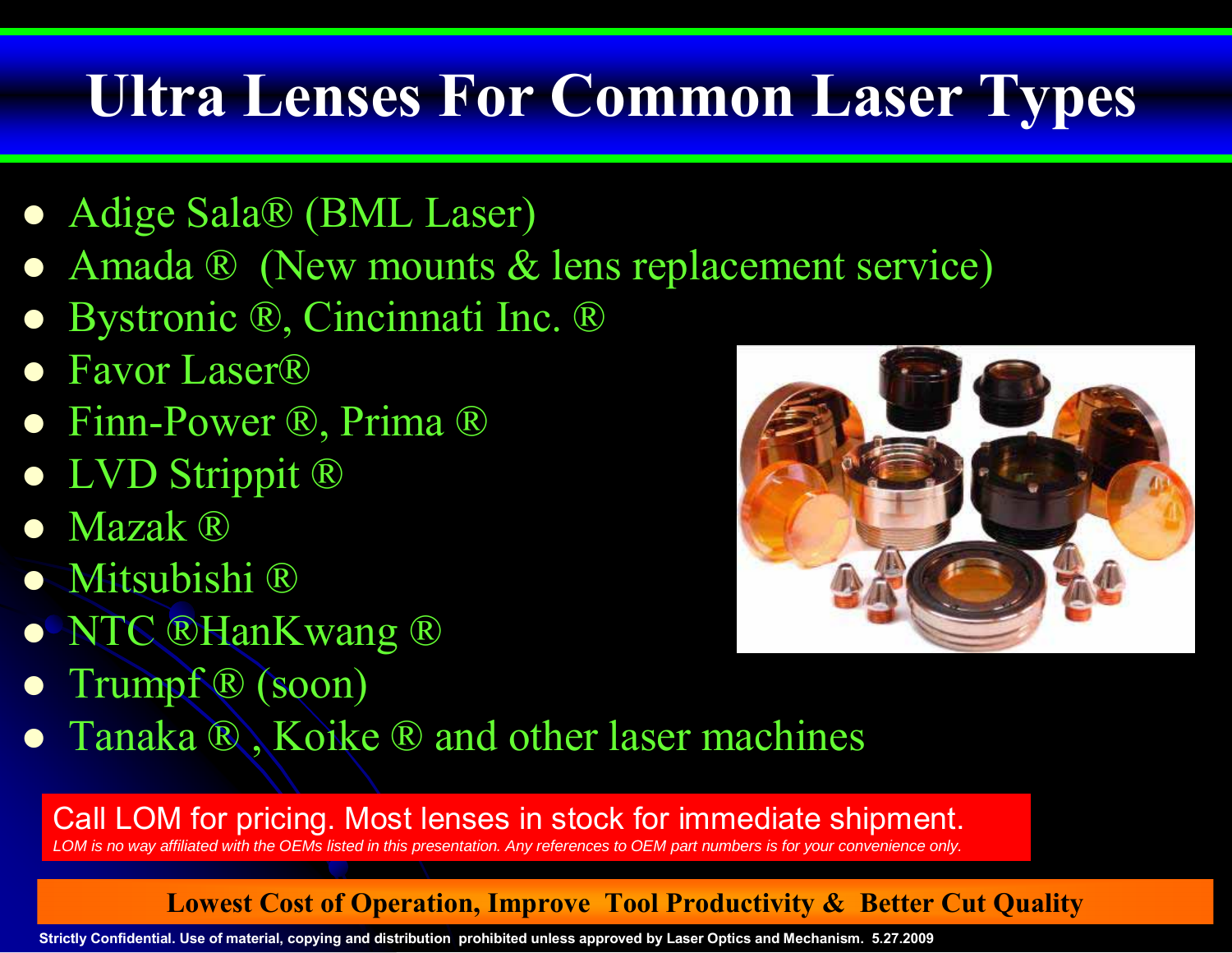# Ultra Lenses For Common Laser Types

- Adige Sala® (BML Laser)
- Amada ® (New mounts & lens replacement service)
- Bystronic ®, Cincinnati Inc. ®
- Favor Laser®
- Finn-Power ®, Prima ®
- LVD Strippit ®
- Mazak ®
- Mitsubishi ®
- NTC ®HanKwang ®
- Trumpf ® (soon)
- Tanaka ® , Koike ® and other laser machines

Call LOM for pricing. Most lenses in stock for immediate shipment.

*LOM is no way affiliated with the OEMs listed in this presentation. Any references to OEM part numbers is for your convenience only.*

**Lowest Cost of Operation, Improve Tool Productivity & Better Cut Quality**

**Strictly Confidential. Use of material, copying and distribution prohibited unless approved by Laser Optics and Mechanism. 5.27.2009**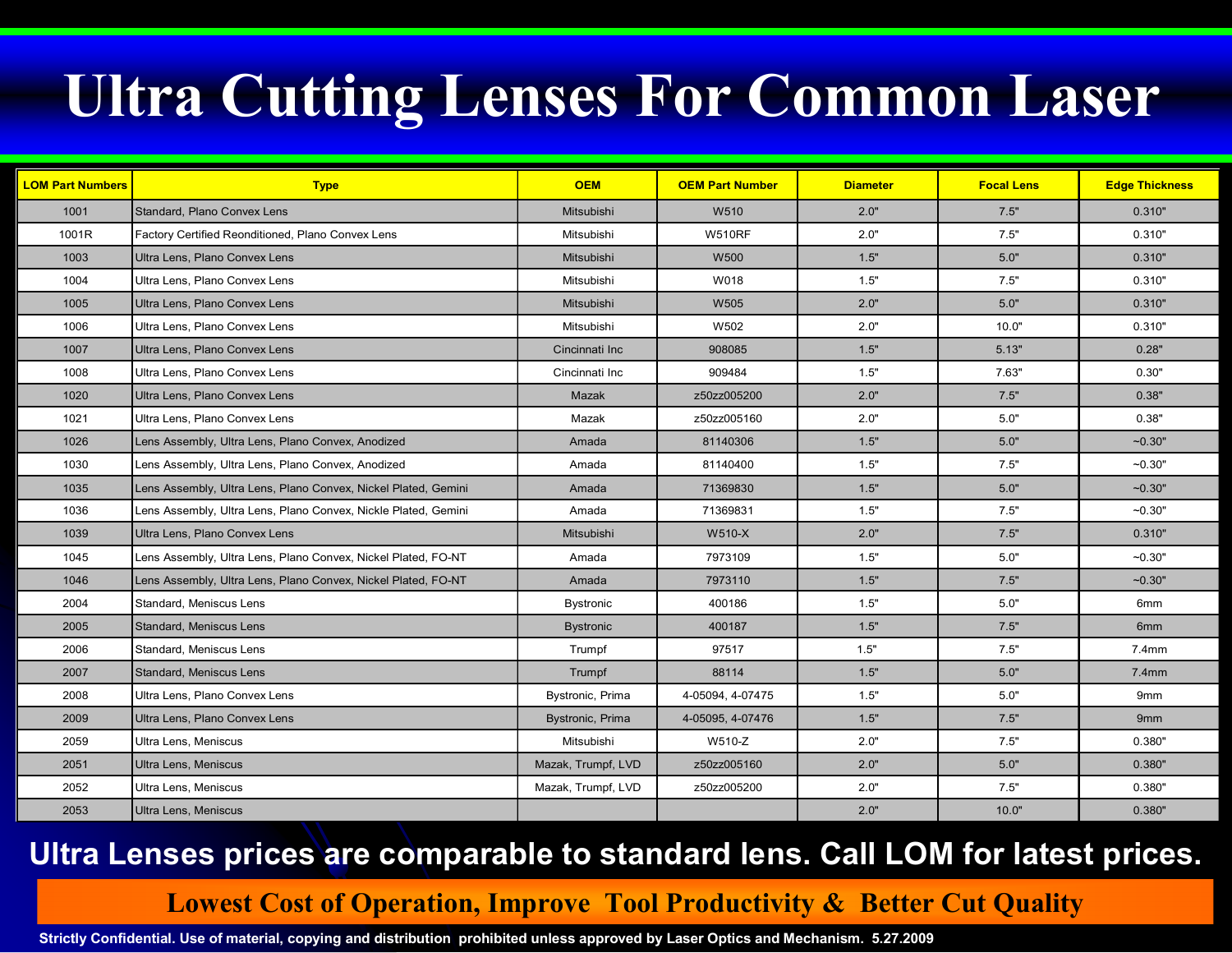# Ultra Cutting Lenses For Common Laser

| LOM Part Numbers | Type | OEM | OEM Part Number | Diameter | Focal Lens | Edge Thickness |
| --- | --- | --- | --- | --- | --- | --- |
| 1001 | Standard, Plano Convex Lens | Mitsubishi | W510 | 2.0" | 7.5" | 0.310" |
| 1001R | Factory Certified Reonditioned, Plano Convex Lens | Mitsubishi | W510RF | 2.0" | 7.5" | 0.310" |
| 1003 | Ultra Lens, Plano Convex Lens | Mitsubishi | W500 | 1.5" | 5.0" | 0.310" |
| 1004 | Ultra Lens, Plano Convex Lens | Mitsubishi | W018 | 1.5" | 7.5" | 0.310" |
| 1005 | Ultra Lens, Plano Convex Lens | Mitsubishi | W505 | 2.0" | 5.0" | 0.310" |
| 1006 | Ultra Lens, Plano Convex Lens | Mitsubishi | W502 | 2.0" | 10.0" | 0.310" |
| 1007 | Ultra Lens, Plano Convex Lens | Cincinnati Inc | 908085 | 1.5" | 5.13" | 0.28" |
| 1008 | Ultra Lens, Plano Convex Lens | Cincinnati Inc | 909484 | 1.5" | 7.63" | 0.30" |
| 1020 | Ultra Lens, Plano Convex Lens | Mazak | z50zz005200 | 2.0" | 7.5" | 0.38" |
| 1021 | Ultra Lens, Plano Convex Lens | Mazak | z50zz005160 | 2.0" | 5.0" | 0.38" |
| 1026 | Lens Assembly, Ultra Lens, Plano Convex, Anodized | Amada | 81140306 | 1.5" | 5.0" | ~0.30" |
| 1030 | Lens Assembly, Ultra Lens, Plano Convex, Anodized | Amada | 81140400 | 1.5" | 7.5" | ~0.30" |
| 1035 | Lens Assembly, Ultra Lens, Plano Convex, Nickel Plated, Gemini | Amada | 71369830 | 1.5" | 5.0" | ~0.30" |
| 1036 | Lens Assembly, Ultra Lens, Plano Convex, Nickle Plated, Gemini | Amada | 71369831 | 1.5" | 7.5" | ~0.30" |
| 1039 | Ultra Lens, Plano Convex Lens | Mitsubishi | W510-X | 2.0" | 7.5" | 0.310" |
| 1045 | Lens Assembly, Ultra Lens, Plano Convex, Nickel Plated, FO-NT | Amada | 7973109 | 1.5" | 5.0" | ~0.30" |
| 1046 | Lens Assembly, Ultra Lens, Plano Convex, Nickel Plated, FO-NT | Amada | 7973110 | 1.5" | 7.5" | ~0.30" |
| 2004 | Standard, Meniscus Lens | Bystronic | 400186 | 1.5" | 5.0" | 6mm |
| 2005 | Standard, Meniscus Lens | Bystronic | 400187 | 1.5" | 7.5" | 6mm |
| 2006 | Standard, Meniscus Lens | Trumpf | 97517 | 1.5" | 7.5" | 7.4mm |
| 2007 | Standard, Meniscus Lens | Trumpf | 88114 | 1.5" | 5.0" | 7.4mm |
| 2008 | Ultra Lens, Plano Convex Lens | Bystronic, Prima | 4-05094, 4-07475 | 1.5" | 5.0" | 9mm |
| 2009 | Ultra Lens, Plano Convex Lens | Bystronic, Prima | 4-05095, 4-07476 | 1.5" | 7.5" | 9mm |
| 2059 | Ultra Lens, Meniscus | Mitsubishi | W510-Z | 2.0" | 7.5" | 0.380" |
| 2051 | Ultra Lens, Meniscus | Mazak, Trumpf, LVD | z50zz005160 | 2.0" | 5.0" | 0.380" |
| 2052 | Ultra Lens, Meniscus | Mazak, Trumpf, LVD | z50zz005200 | 2.0" | 7.5" | 0.380" |
| 2053 | Ultra Lens, Meniscus | | | 2.0" | 10.0" | 0.380" |

**Ultra Lenses prices are comparable to standard lens. Call LOM for latest prices.**

**Lowest Cost of Operation, Improve Tool Productivity & Better Cut Quality**

**Strictly Confidential. Use of material, copying and distribution prohibited unless approved by Laser Optics and Mechanism. 5.27.2009**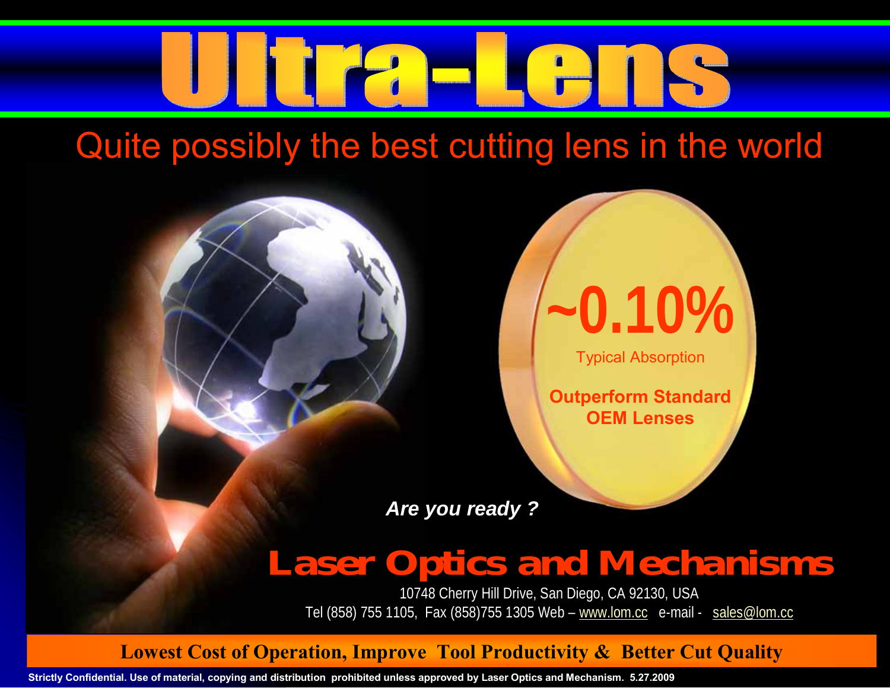# Ultra-Lens

## Quite possibly the best cutting lens in the world

**~0.10%**

Typical Absorption

**Outperform Standard OEM Lenses**

***Are you ready ?***

## Laser Optics and Mechanisms

10748 Cherry Hill Drive, San Diego, CA 92130, USA

Tel (858) 755 1105, Fax (858)755 1305 Web – www.lom.cc e-mail - sales@lom.cc

**Lowest Cost of Operation, Improve Tool Productivity & Better Cut Quality**

**Strictly Confidential. Use of material, copying and distribution prohibited unless approved by Laser Optics and Mechanism. 5.27.2009**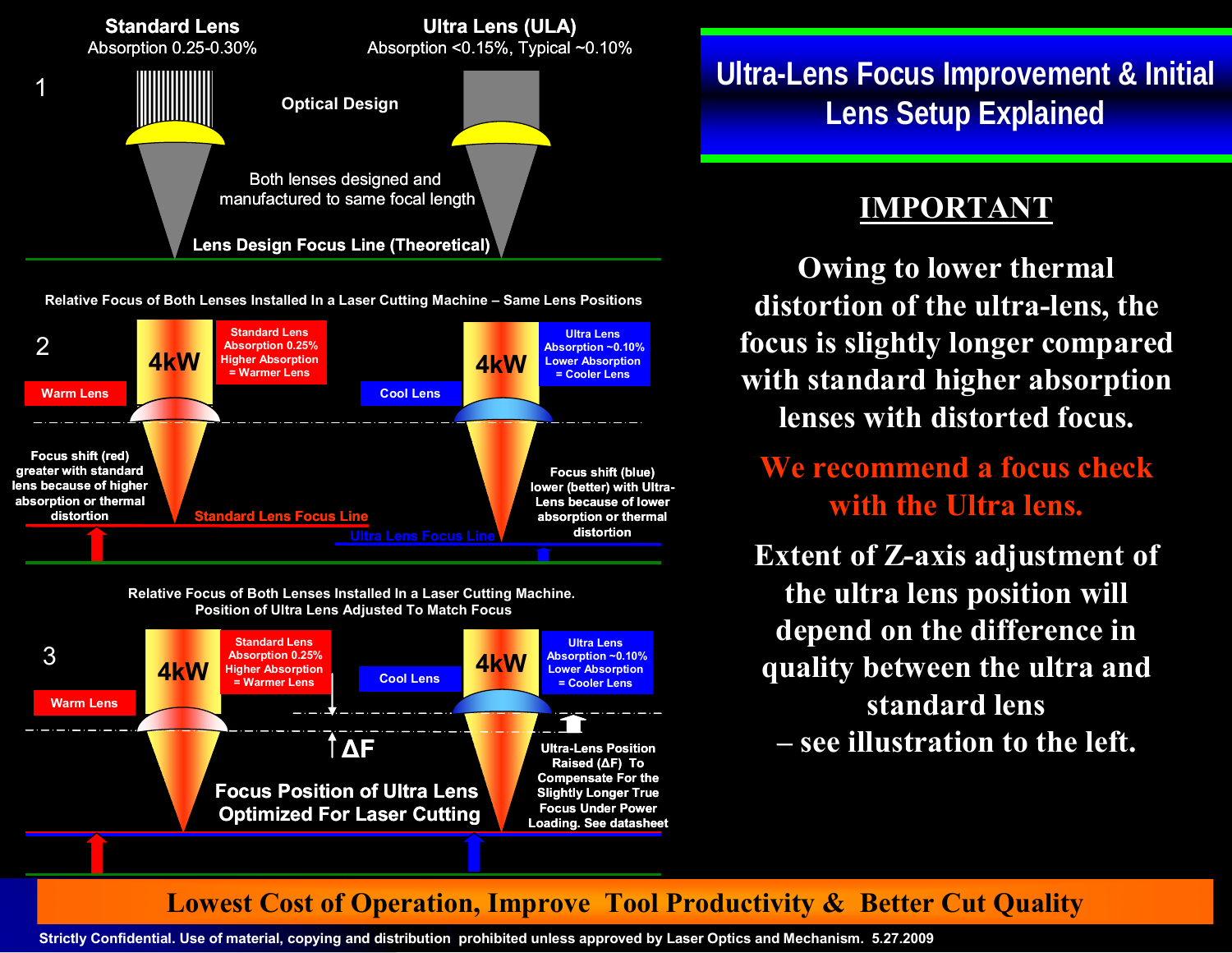# Ultra-Lens Focus Improvement & Initial Lens Setup Explained

**Standard Lens**
Absorption 0.25-0.30%

**Ultra Lens (ULA)**
Absorption <0.15%, Typical ~0.10%

1

**Optical Design**

Both lenses designed and manufactured to same focal length

**Lens Design Focus Line (Theoretical)**

**Relative Focus of Both Lenses Installed In a Laser Cutting Machine – Same Lens Positions**

2

**4kW** — **Standard Lens Absorption 0.25% Higher Absorption = Warmer Lens**

**Warm Lens**

**4kW** — **Ultra Lens Absorption ~0.10% Lower Absorption = Cooler Lens**

**Cool Lens**

**Focus shift (red) greater with standard lens because of higher absorption or thermal distortion**

**Standard Lens Focus Line**

**Ultra Lens Focus Line**

**Focus shift (blue) lower (better) with Ultra-Lens because of lower absorption or thermal distortion**

**Relative Focus of Both Lenses Installed In a Laser Cutting Machine. Position of Ultra Lens Adjusted To Match Focus**

3

**4kW** — **Standard Lens Absorption 0.25% Higher Absorption = Warmer Lens**

**Warm Lens**

**Cool Lens**

**4kW** — **Ultra Lens Absorption ~0.10% Lower Absorption = Cooler Lens**

**ΔF**

**Ultra-Lens Position Raised (ΔF) To Compensate For the Slightly Longer True Focus Under Power Loading. See datasheet**

**Focus Position of Ultra Lens Optimized For Laser Cutting**

## IMPORTANT

**Owing to lower thermal distortion of the ultra-lens, the focus is slightly longer compared with standard higher absorption lenses with distorted focus.**

**We recommend a focus check with the Ultra lens.**

**Extent of Z-axis adjustment of the ultra lens position will depend on the difference in quality between the ultra and standard lens – see illustration to the left.**

**Lowest Cost of Operation, Improve Tool Productivity & Better Cut Quality**

Strictly Confidential. Use of material, copying and distribution prohibited unless approved by Laser Optics and Mechanism. 5.27.2009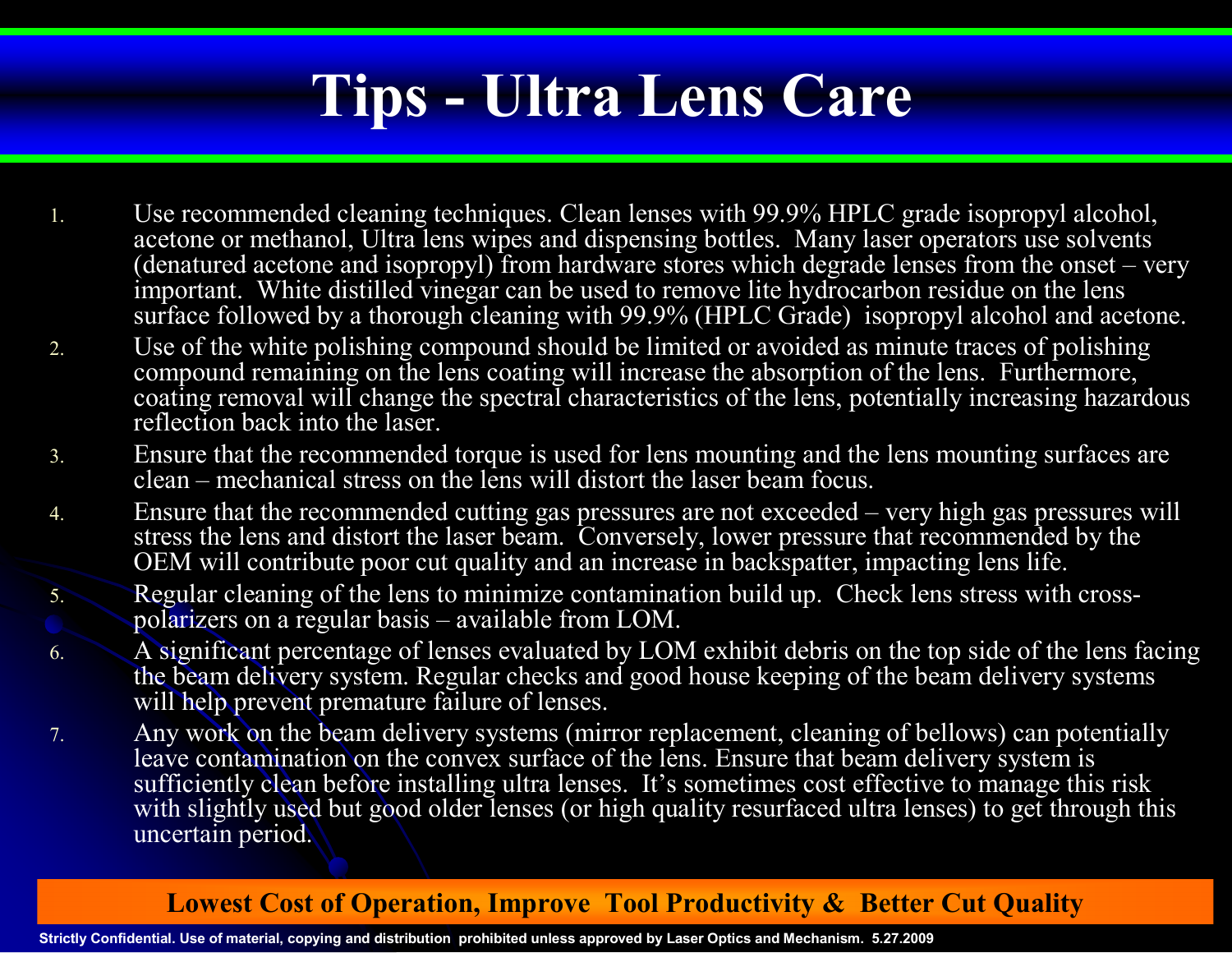# Tips - Ultra Lens Care

1. Use recommended cleaning techniques. Clean lenses with 99.9% HPLC grade isopropyl alcohol, acetone or methanol, Ultra lens wipes and dispensing bottles. Many laser operators use solvents (denatured acetone and isopropyl) from hardware stores which degrade lenses from the onset – very important. White distilled vinegar can be used to remove lite hydrocarbon residue on the lens surface followed by a thorough cleaning with 99.9% (HPLC Grade) isopropyl alcohol and acetone.
2. Use of the white polishing compound should be limited or avoided as minute traces of polishing compound remaining on the lens coating will increase the absorption of the lens. Furthermore, coating removal will change the spectral characteristics of the lens, potentially increasing hazardous reflection back into the laser.
3. Ensure that the recommended torque is used for lens mounting and the lens mounting surfaces are clean – mechanical stress on the lens will distort the laser beam focus.
4. Ensure that the recommended cutting gas pressures are not exceeded – very high gas pressures will stress the lens and distort the laser beam. Conversely, lower pressure that recommended by the OEM will contribute poor cut quality and an increase in backspatter, impacting lens life.
5. Regular cleaning of the lens to minimize contamination build up. Check lens stress with cross-polarizers on a regular basis – available from LOM.
6. A significant percentage of lenses evaluated by LOM exhibit debris on the top side of the lens facing the beam delivery system. Regular checks and good house keeping of the beam delivery systems will help prevent premature failure of lenses.
7. Any work on the beam delivery systems (mirror replacement, cleaning of bellows) can potentially leave contamination on the convex surface of the lens. Ensure that beam delivery system is sufficiently clean before installing ultra lenses. It's sometimes cost effective to manage this risk with slightly used but good older lenses (or high quality resurfaced ultra lenses) to get through this uncertain period.

**Lowest Cost of Operation, Improve Tool Productivity & Better Cut Quality**

Strictly Confidential. Use of material, copying and distribution prohibited unless approved by Laser Optics and Mechanism. 5.27.2009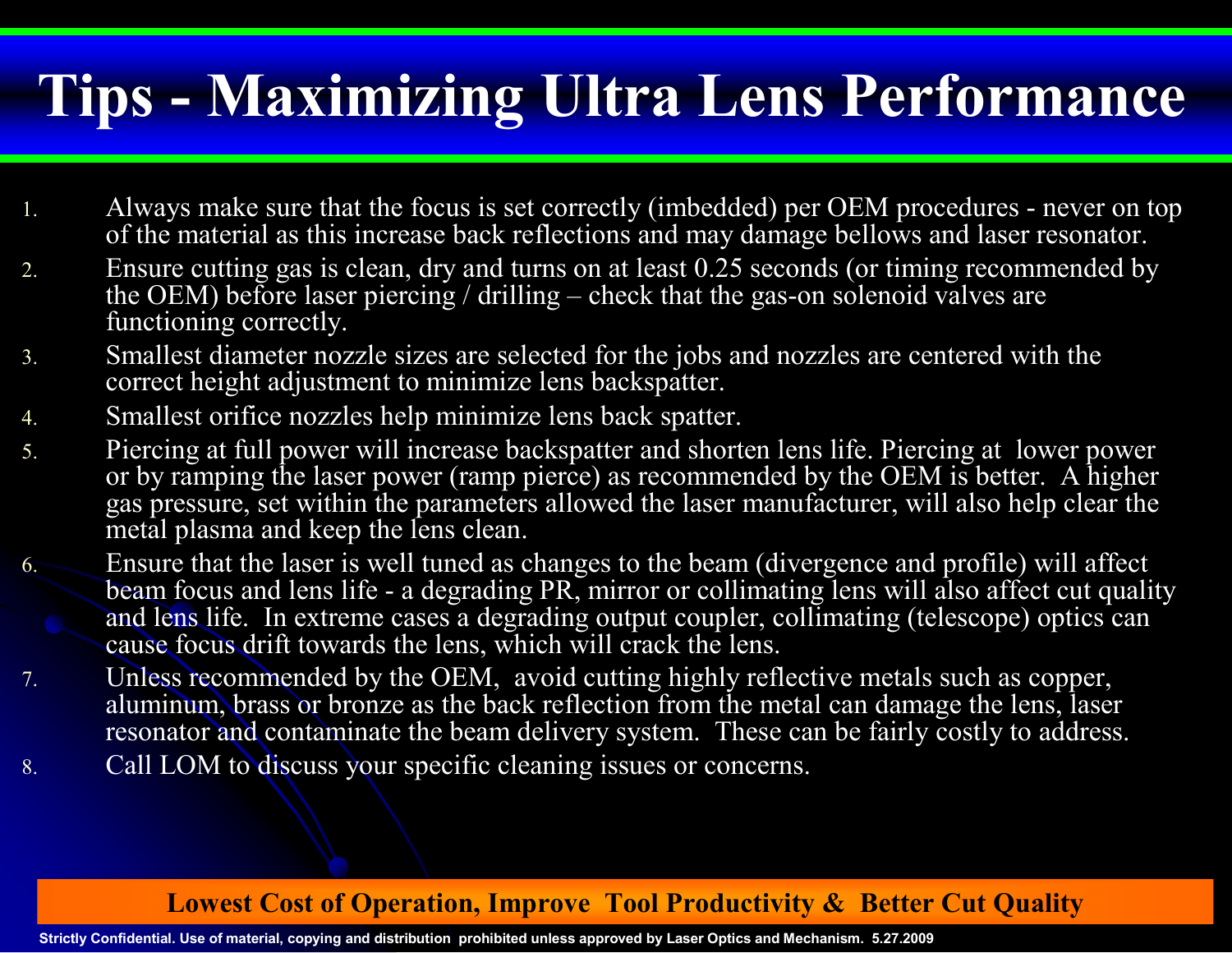# Tips - Maximizing Ultra Lens Performance

1. Always make sure that the focus is set correctly (imbedded) per OEM procedures - never on top of the material as this increase back reflections and may damage bellows and laser resonator.
2. Ensure cutting gas is clean, dry and turns on at least 0.25 seconds (or timing recommended by the OEM) before laser piercing / drilling – check that the gas-on solenoid valves are functioning correctly.
3. Smallest diameter nozzle sizes are selected for the jobs and nozzles are centered with the correct height adjustment to minimize lens backspatter.
4. Smallest orifice nozzles help minimize lens back spatter.
5. Piercing at full power will increase backspatter and shorten lens life. Piercing at lower power or by ramping the laser power (ramp pierce) as recommended by the OEM is better. A higher gas pressure, set within the parameters allowed the laser manufacturer, will also help clear the metal plasma and keep the lens clean.
6. Ensure that the laser is well tuned as changes to the beam (divergence and profile) will affect beam focus and lens life - a degrading PR, mirror or collimating lens will also affect cut quality and lens life. In extreme cases a degrading output coupler, collimating (telescope) optics can cause focus drift towards the lens, which will crack the lens.
7. Unless recommended by the OEM, avoid cutting highly reflective metals such as copper, aluminum, brass or bronze as the back reflection from the metal can damage the lens, laser resonator and contaminate the beam delivery system. These can be fairly costly to address.
8. Call LOM to discuss your specific cleaning issues or concerns.

**Lowest Cost of Operation, Improve Tool Productivity & Better Cut Quality**

Strictly Confidential. Use of material, copying and distribution prohibited unless approved by Laser Optics and Mechanism. 5.27.2009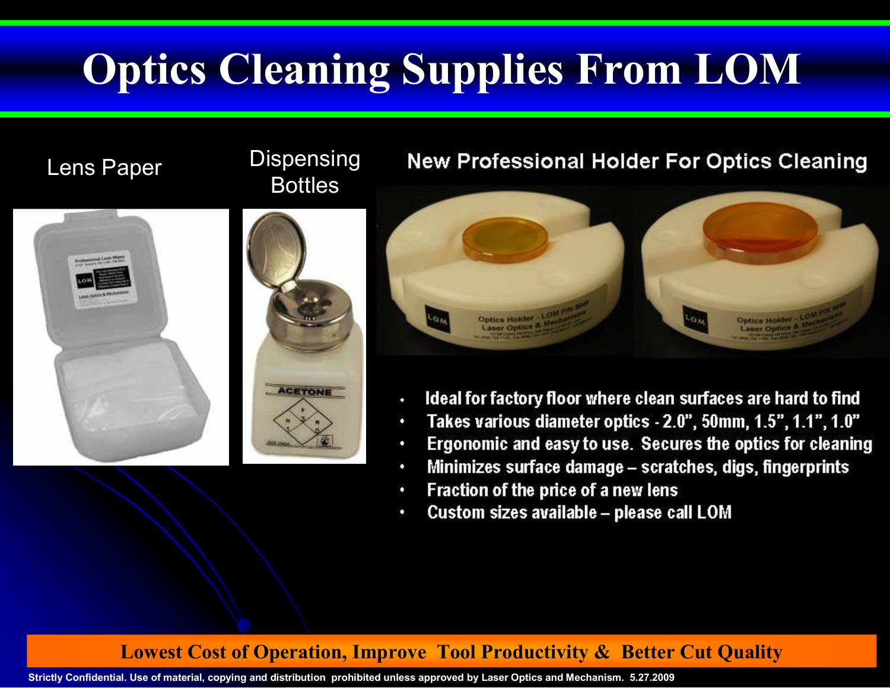# Optics Cleaning Supplies From LOM

Lens Paper

Dispensing Bottles

New Professional Holder For Optics Cleaning

- Ideal for factory floor where clean surfaces are hard to find
- Takes various diameter optics - 2.0", 50mm, 1.5", 1.1", 1.0"
- Ergonomic and easy to use. Secures the optics for cleaning
- Minimizes surface damage – scratches, digs, fingerprints
- Fraction of the price of a new lens
- Custom sizes available – please call LOM

**Lowest Cost of Operation, Improve Tool Productivity & Better Cut Quality**

**Strictly Confidential. Use of material, copying and distribution prohibited unless approved by Laser Optics and Mechanism. 5.27.2009**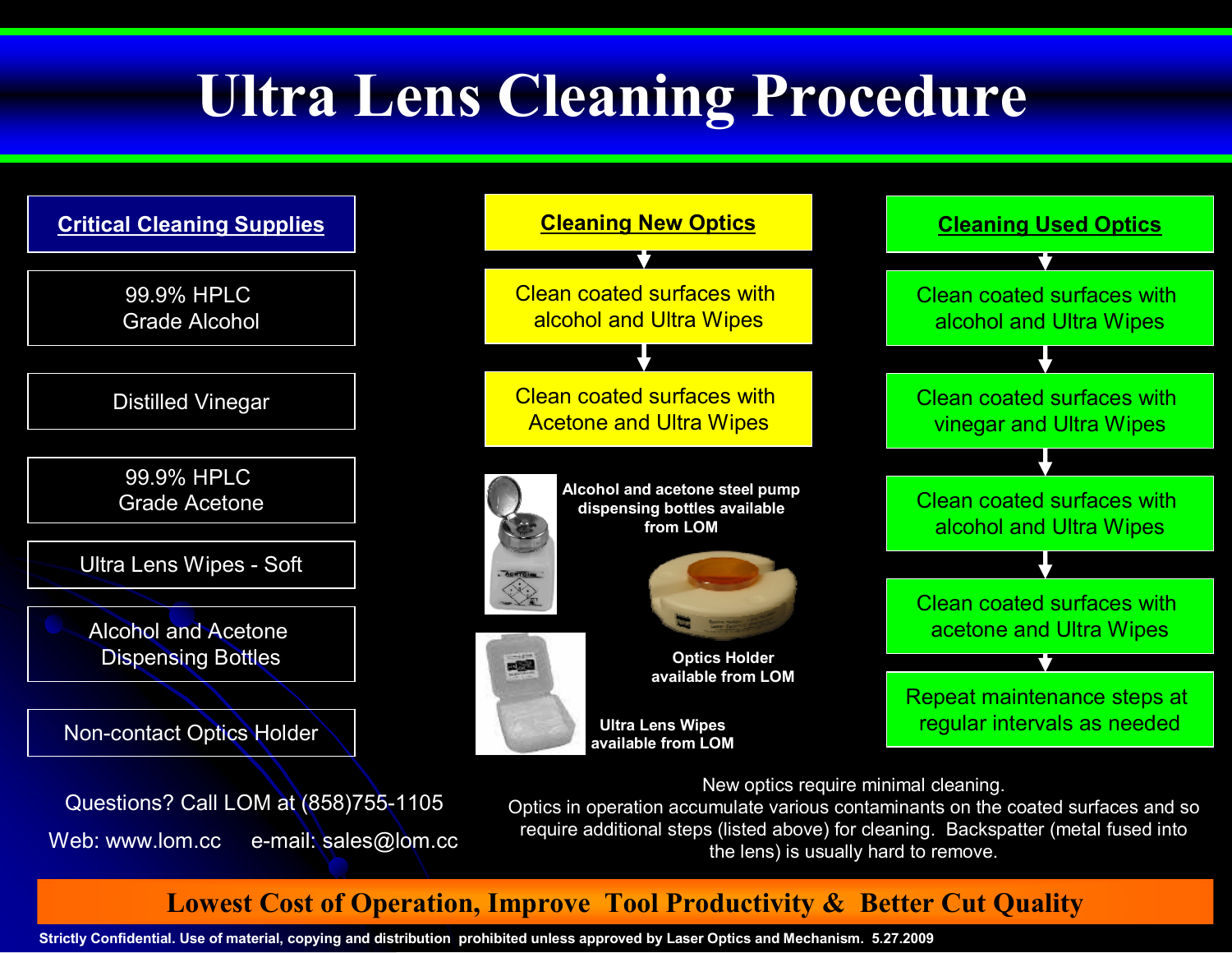# Ultra Lens Cleaning Procedure

## Critical Cleaning Supplies

- 99.9% HPLC Grade Alcohol
- Distilled Vinegar
- 99.9% HPLC Grade Acetone
- Ultra Lens Wipes - Soft
- Alcohol and Acetone Dispensing Bottles
- Non-contact Optics Holder

## Cleaning New Optics

1. Clean coated surfaces with alcohol and Ultra Wipes
2. Clean coated surfaces with Acetone and Ultra Wipes

Alcohol and acetone steel pump dispensing bottles available from LOM

Optics Holder available from LOM

Ultra Lens Wipes available from LOM

## Cleaning Used Optics

1. Clean coated surfaces with alcohol and Ultra Wipes
2. Clean coated surfaces with vinegar and Ultra Wipes
3. Clean coated surfaces with alcohol and Ultra Wipes
4. Clean coated surfaces with acetone and Ultra Wipes
5. Repeat maintenance steps at regular intervals as needed

New optics require minimal cleaning.
Optics in operation accumulate various contaminants on the coated surfaces and so require additional steps (listed above) for cleaning. Backspatter (metal fused into the lens) is usually hard to remove.

Questions? Call LOM at (858)755-1105

Web: www.lom.cc e-mail: sales@lom.cc

**Lowest Cost of Operation, Improve Tool Productivity & Better Cut Quality**

**Strictly Confidential. Use of material, copying and distribution prohibited unless approved by Laser Optics and Mechanism. 5.27.2009**